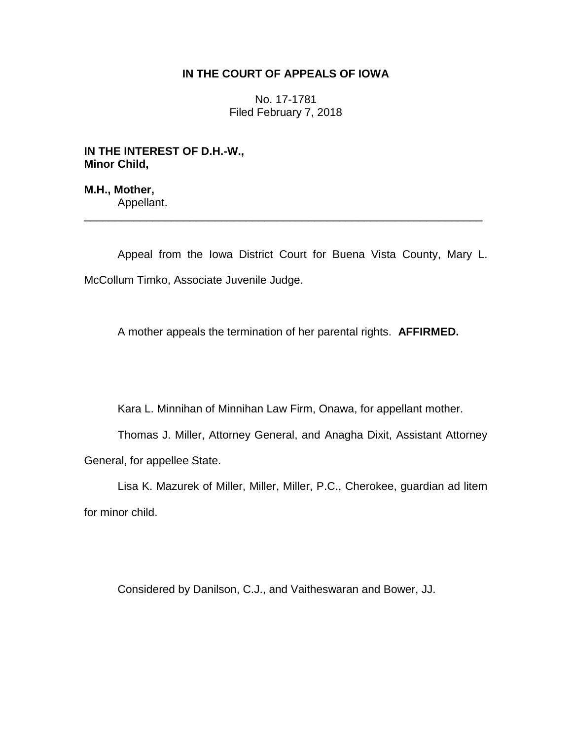# IN THE COURT OF APPEALS OF IOWA

No. 17-1781
Filed February 7, 2018

**IN THE INTEREST OF D.H.-W., Minor Child,**

**M.H., Mother,**
Appellant.

---

Appeal from the Iowa District Court for Buena Vista County, Mary L. McCollum Timko, Associate Juvenile Judge.

A mother appeals the termination of her parental rights. **AFFIRMED.**

Kara L. Minnihan of Minnihan Law Firm, Onawa, for appellant mother.

Thomas J. Miller, Attorney General, and Anagha Dixit, Assistant Attorney General, for appellee State.

Lisa K. Mazurek of Miller, Miller, Miller, P.C., Cherokee, guardian ad litem for minor child.

Considered by Danilson, C.J., and Vaitheswaran and Bower, JJ.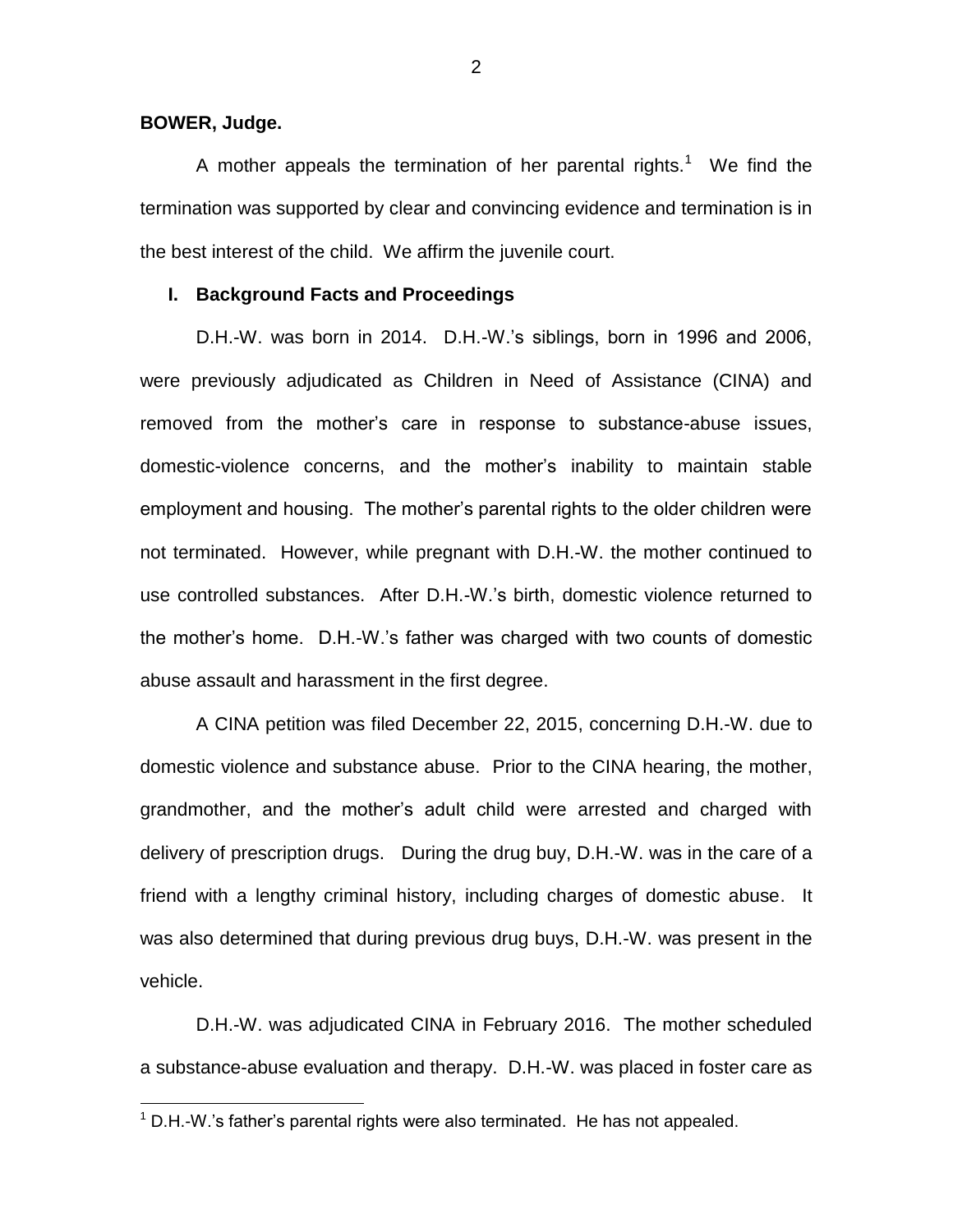**BOWER, Judge.**

A mother appeals the termination of her parental rights.[1] We find the termination was supported by clear and convincing evidence and termination is in the best interest of the child. We affirm the juvenile court.

**I. Background Facts and Proceedings**

D.H.-W. was born in 2014. D.H.-W.'s siblings, born in 1996 and 2006, were previously adjudicated as Children in Need of Assistance (CINA) and removed from the mother's care in response to substance-abuse issues, domestic-violence concerns, and the mother's inability to maintain stable employment and housing. The mother's parental rights to the older children were not terminated. However, while pregnant with D.H.-W. the mother continued to use controlled substances. After D.H.-W.'s birth, domestic violence returned to the mother's home. D.H.-W.'s father was charged with two counts of domestic abuse assault and harassment in the first degree.

A CINA petition was filed December 22, 2015, concerning D.H.-W. due to domestic violence and substance abuse. Prior to the CINA hearing, the mother, grandmother, and the mother's adult child were arrested and charged with delivery of prescription drugs. During the drug buy, D.H.-W. was in the care of a friend with a lengthy criminal history, including charges of domestic abuse. It was also determined that during previous drug buys, D.H.-W. was present in the vehicle.

D.H.-W. was adjudicated CINA in February 2016. The mother scheduled a substance-abuse evaluation and therapy. D.H.-W. was placed in foster care as

[1] D.H.-W.'s father's parental rights were also terminated. He has not appealed.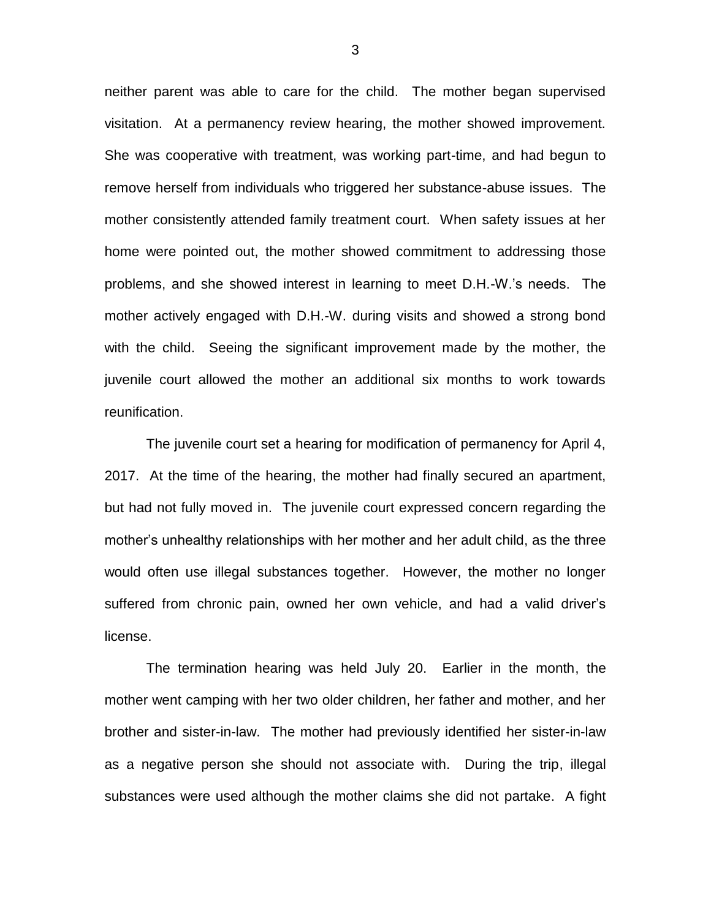neither parent was able to care for the child. The mother began supervised visitation. At a permanency review hearing, the mother showed improvement. She was cooperative with treatment, was working part-time, and had begun to remove herself from individuals who triggered her substance-abuse issues. The mother consistently attended family treatment court. When safety issues at her home were pointed out, the mother showed commitment to addressing those problems, and she showed interest in learning to meet D.H.-W.'s needs. The mother actively engaged with D.H.-W. during visits and showed a strong bond with the child. Seeing the significant improvement made by the mother, the juvenile court allowed the mother an additional six months to work towards reunification.

The juvenile court set a hearing for modification of permanency for April 4, 2017. At the time of the hearing, the mother had finally secured an apartment, but had not fully moved in. The juvenile court expressed concern regarding the mother's unhealthy relationships with her mother and her adult child, as the three would often use illegal substances together. However, the mother no longer suffered from chronic pain, owned her own vehicle, and had a valid driver's license.

The termination hearing was held July 20. Earlier in the month, the mother went camping with her two older children, her father and mother, and her brother and sister-in-law. The mother had previously identified her sister-in-law as a negative person she should not associate with. During the trip, illegal substances were used although the mother claims she did not partake. A fight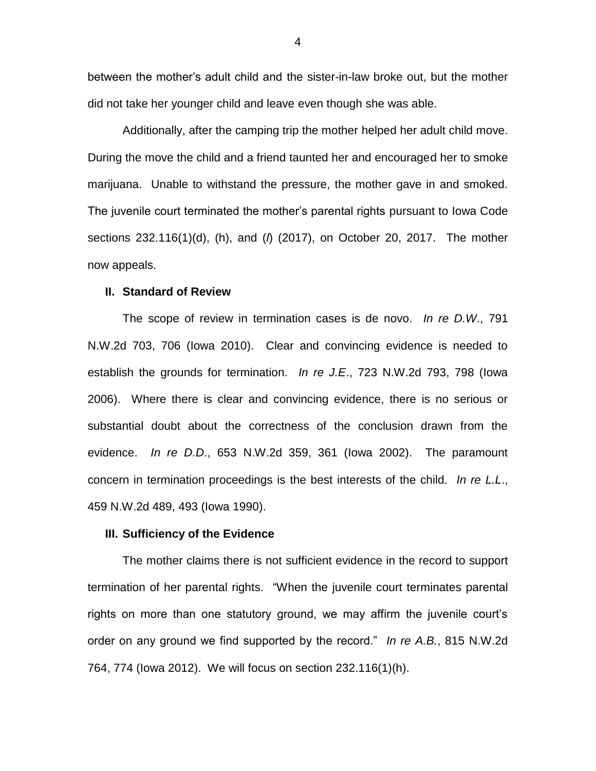between the mother's adult child and the sister-in-law broke out, but the mother did not take her younger child and leave even though she was able.

Additionally, after the camping trip the mother helped her adult child move. During the move the child and a friend taunted her and encouraged her to smoke marijuana. Unable to withstand the pressure, the mother gave in and smoked. The juvenile court terminated the mother's parental rights pursuant to Iowa Code sections 232.116(1)(d), (h), and (*l*) (2017), on October 20, 2017. The mother now appeals.

### II. Standard of Review

The scope of review in termination cases is de novo. *In re D.W*., 791 N.W.2d 703, 706 (Iowa 2010). Clear and convincing evidence is needed to establish the grounds for termination. *In re J.E*., 723 N.W.2d 793, 798 (Iowa 2006). Where there is clear and convincing evidence, there is no serious or substantial doubt about the correctness of the conclusion drawn from the evidence. *In re D.D*., 653 N.W.2d 359, 361 (Iowa 2002). The paramount concern in termination proceedings is the best interests of the child. *In re L.L*., 459 N.W.2d 489, 493 (Iowa 1990).

### III. Sufficiency of the Evidence

The mother claims there is not sufficient evidence in the record to support termination of her parental rights. "When the juvenile court terminates parental rights on more than one statutory ground, we may affirm the juvenile court's order on any ground we find supported by the record." *In re A.B.*, 815 N.W.2d 764, 774 (Iowa 2012). We will focus on section 232.116(1)(h).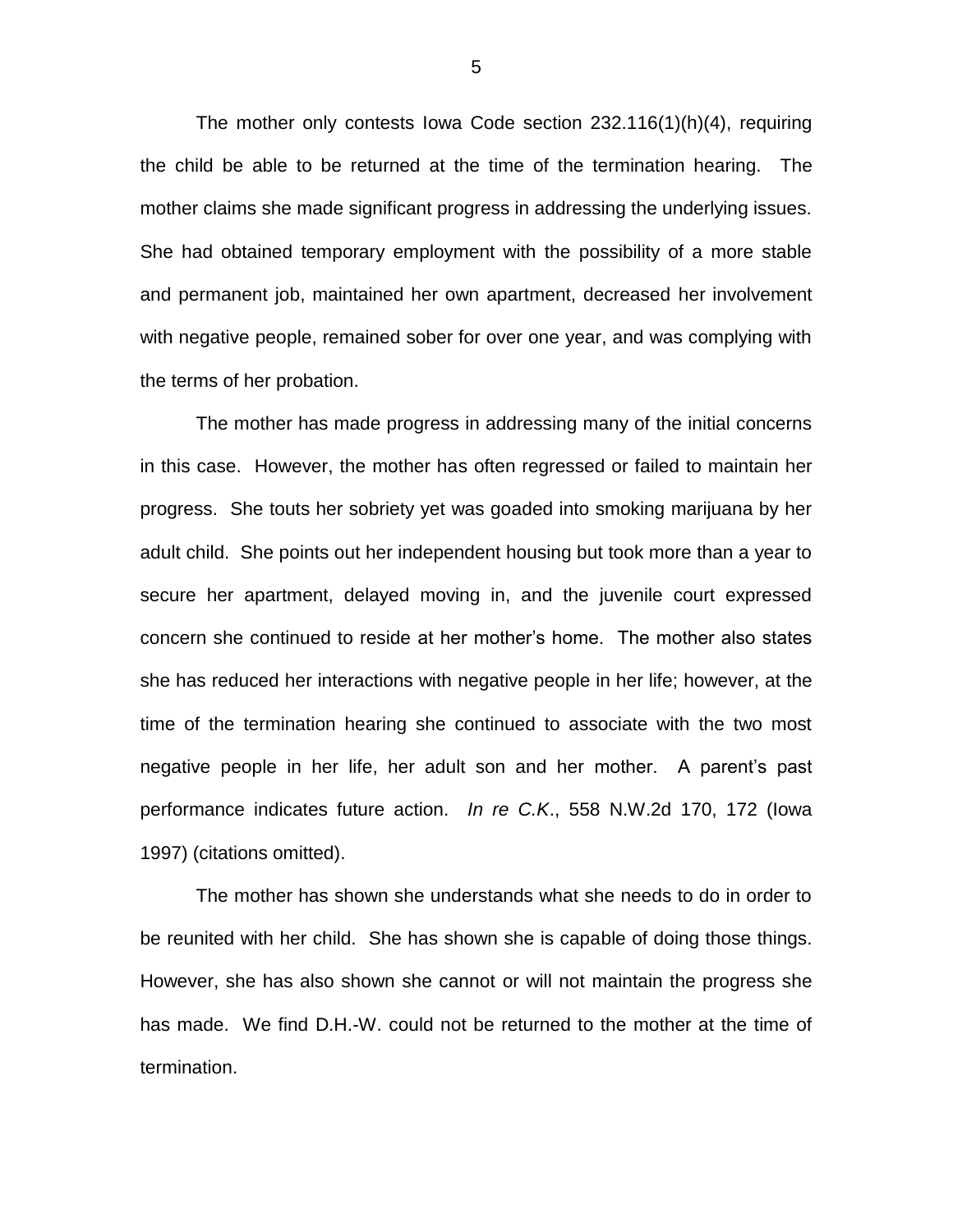The mother only contests Iowa Code section 232.116(1)(h)(4), requiring the child be able to be returned at the time of the termination hearing. The mother claims she made significant progress in addressing the underlying issues. She had obtained temporary employment with the possibility of a more stable and permanent job, maintained her own apartment, decreased her involvement with negative people, remained sober for over one year, and was complying with the terms of her probation.

The mother has made progress in addressing many of the initial concerns in this case. However, the mother has often regressed or failed to maintain her progress. She touts her sobriety yet was goaded into smoking marijuana by her adult child. She points out her independent housing but took more than a year to secure her apartment, delayed moving in, and the juvenile court expressed concern she continued to reside at her mother's home. The mother also states she has reduced her interactions with negative people in her life; however, at the time of the termination hearing she continued to associate with the two most negative people in her life, her adult son and her mother. A parent's past performance indicates future action. *In re C.K.*, 558 N.W.2d 170, 172 (Iowa 1997) (citations omitted).

The mother has shown she understands what she needs to do in order to be reunited with her child. She has shown she is capable of doing those things. However, she has also shown she cannot or will not maintain the progress she has made. We find D.H.-W. could not be returned to the mother at the time of termination.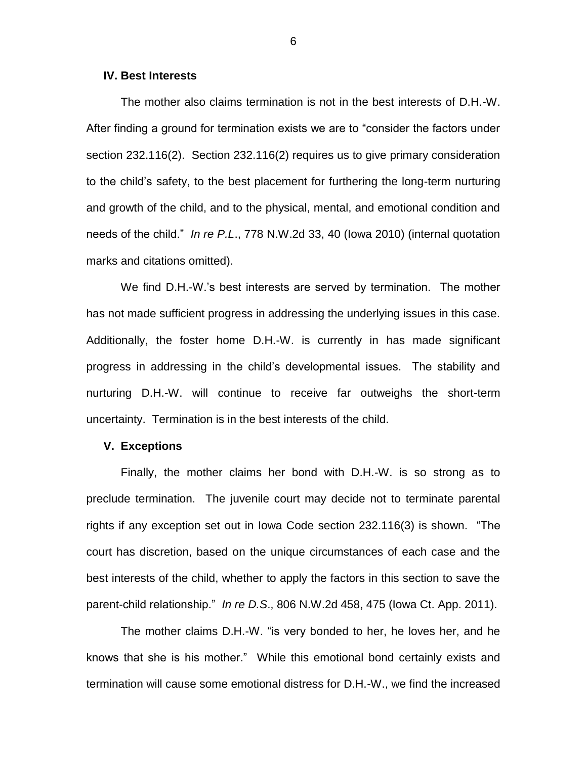### IV. Best Interests

The mother also claims termination is not in the best interests of D.H.-W. After finding a ground for termination exists we are to "consider the factors under section 232.116(2). Section 232.116(2) requires us to give primary consideration to the child's safety, to the best placement for furthering the long-term nurturing and growth of the child, and to the physical, mental, and emotional condition and needs of the child." *In re P.L*., 778 N.W.2d 33, 40 (Iowa 2010) (internal quotation marks and citations omitted).

We find D.H.-W.'s best interests are served by termination. The mother has not made sufficient progress in addressing the underlying issues in this case. Additionally, the foster home D.H.-W. is currently in has made significant progress in addressing in the child's developmental issues. The stability and nurturing D.H.-W. will continue to receive far outweighs the short-term uncertainty. Termination is in the best interests of the child.

### V. Exceptions

Finally, the mother claims her bond with D.H.-W. is so strong as to preclude termination. The juvenile court may decide not to terminate parental rights if any exception set out in Iowa Code section 232.116(3) is shown. "The court has discretion, based on the unique circumstances of each case and the best interests of the child, whether to apply the factors in this section to save the parent-child relationship." *In re D.S*., 806 N.W.2d 458, 475 (Iowa Ct. App. 2011).

The mother claims D.H.-W. "is very bonded to her, he loves her, and he knows that she is his mother." While this emotional bond certainly exists and termination will cause some emotional distress for D.H.-W., we find the increased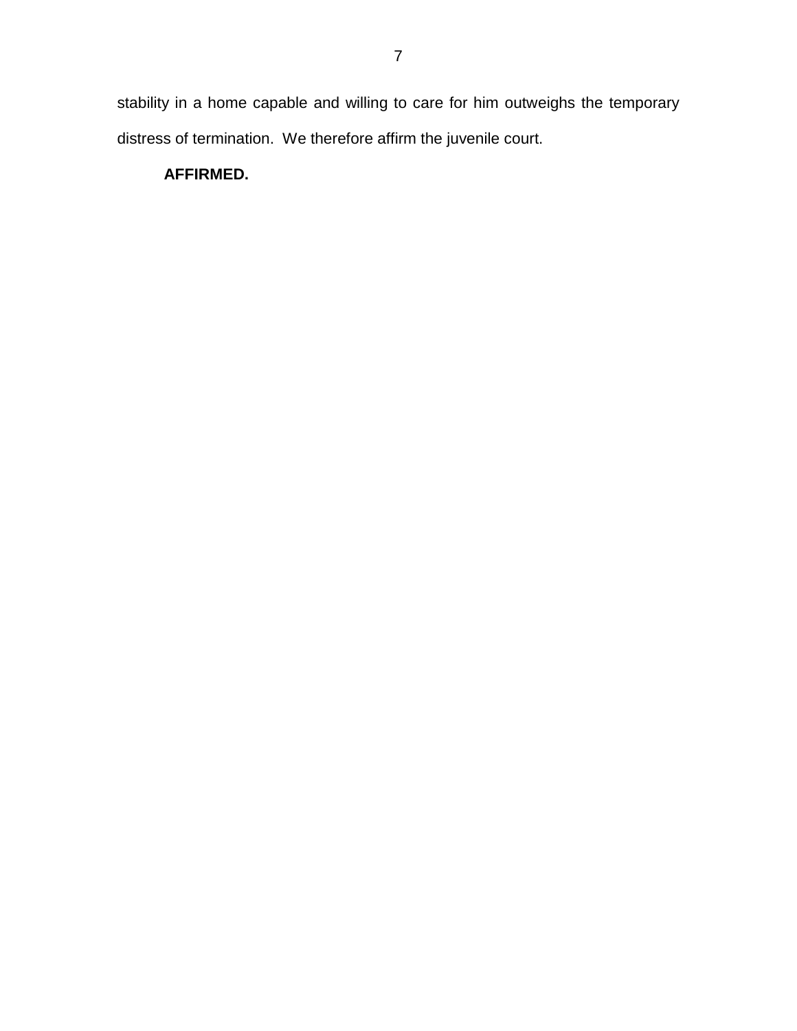stability in a home capable and willing to care for him outweighs the temporary distress of termination. We therefore affirm the juvenile court.

**AFFIRMED.**